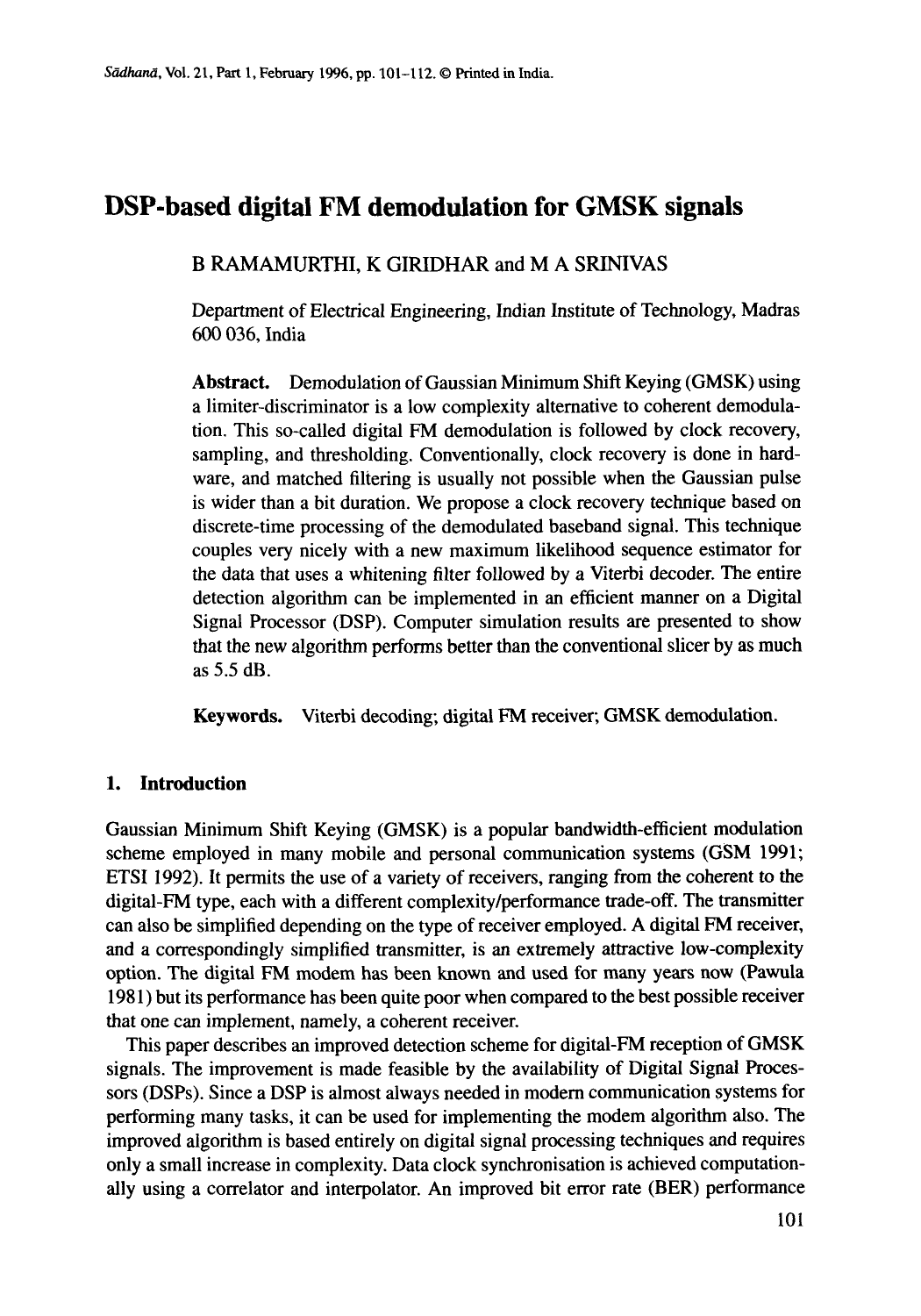# DSP-based digital FM demodulation for GMSK signals

B RAMAMURTHI, K GIRIDHAR and M A SRINIVAS

Department of Electrical Engineering, Indian Institute of Technology, Madras 600 036, India

**Abstract.** Demodulation of Gaussian Minimum Shift Keying (GMSK) using a limiter-discriminator is a low complexity alternative to coherent demodulation. This so-called digital FM demodulation is followed by clock recovery, sampling, and thresholding. Conventionally, clock recovery is done in hardware, and matched filtering is usually not possible when the Gaussian pulse is wider than a bit duration. We propose a clock recovery technique based on discrete-time processing of the demodulated baseband signal. This technique couples very nicely with a new maximum likelihood sequence estimator for the data that uses a whitening filter followed by a Viterbi decoder. The entire detection algorithm can be implemented in an efficient manner on a Digital Signal Processor (DSP). Computer simulation results are presented to show that the new algorithm performs better than the conventional slicer by as much as 5.5 dB.

**Keywords.** Viterbi decoding; digital FM receiver; GMSK demodulation.

## 1. Introduction

Gaussian Minimum Shift Keying (GMSK) is a popular bandwidth-efficient modulation scheme employed in many mobile and personal communication systems (GSM 1991; ETSI 1992). It permits the use of a variety of receivers, ranging from the coherent to the digital-FM type, each with a different complexity/performance trade-off. The transmitter can also be simplified depending on the type of receiver employed. A digital FM receiver, and a correspondingly simplified transmitter, is an extremely attractive low-complexity option. The digital FM modem has been known and used for many years now (Pawula 1981) but its performance has been quite poor when compared to the best possible receiver that one can implement, namely, a coherent receiver.

This paper describes an improved detection scheme for digital-FM reception of GMSK signals. The improvement is made feasible by the availability of Digital Signal Processors (DSPs). Since a DSP is almost always needed in modern communication systems for performing many tasks, it can be used for implementing the modem algorithm also. The improved algorithm is based entirely on digital signal processing techniques and requires only a small increase in complexity. Data clock synchronisation is achieved computationally using a correlator and interpolator. An improved bit error rate (BER) performance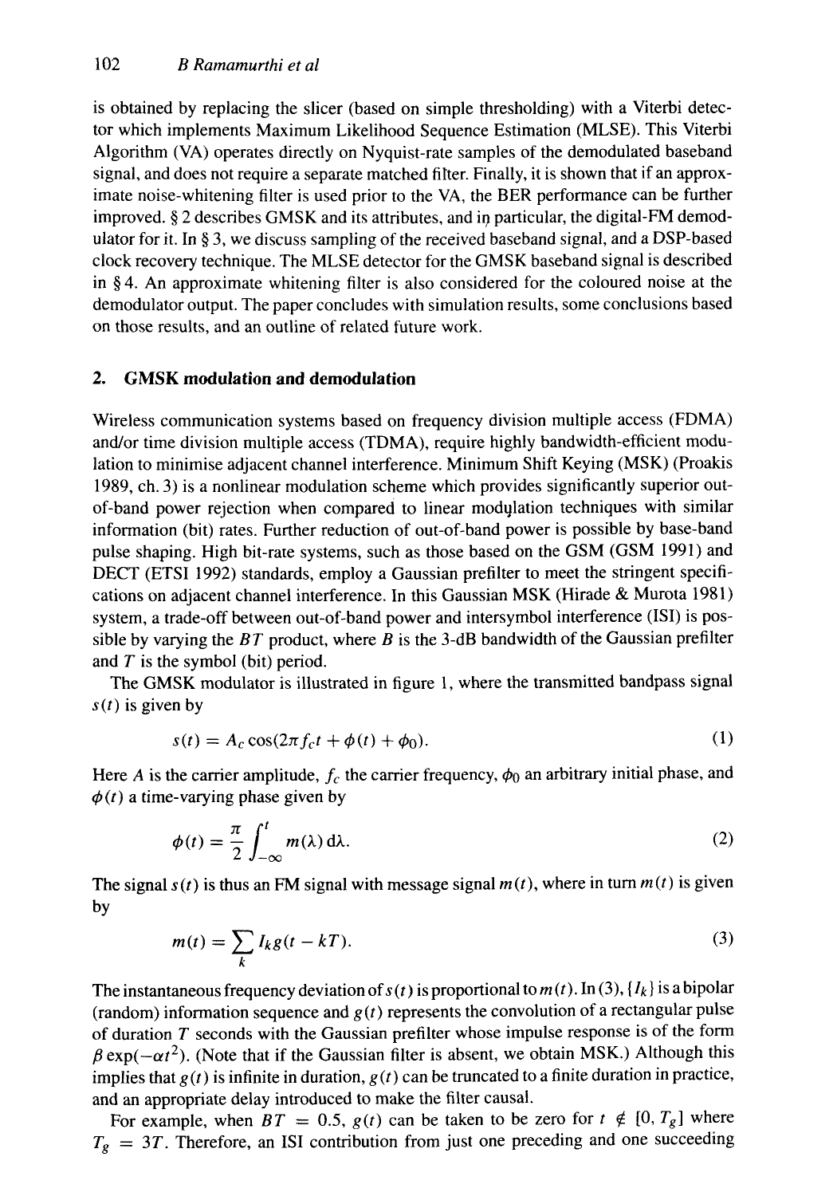is obtained by replacing the slicer (based on simple thresholding) with a Viterbi detector which implements Maximum Likelihood Sequence Estimation (MLSE). This Viterbi Algorithm (VA) operates directly on Nyquist-rate samples of the demodulated baseband signal, and does not require a separate matched filter. Finally, it is shown that if an approximate noise-whitening filter is used prior to the VA, the BER performance can be further improved. § 2 describes GMSK and its attributes, and in particular, the digital-FM demodulator for it. In § 3, we discuss sampling of the received baseband signal, and a DSP-based clock recovery technique. The MLSE detector for the GMSK baseband signal is described in § 4. An approximate whitening filter is also considered for the coloured noise at the demodulator output. The paper concludes with simulation results, some conclusions based on those results, and an outline of related future work.

## 2. GMSK modulation and demodulation

Wireless communication systems based on frequency division multiple access (FDMA) and/or time division multiple access (TDMA), require highly bandwidth-efficient modulation to minimise adjacent channel interference. Minimum Shift Keying (MSK) (Proakis 1989, ch. 3) is a nonlinear modulation scheme which provides significantly superior out-of-band power rejection when compared to linear modulation techniques with similar information (bit) rates. Further reduction of out-of-band power is possible by base-band pulse shaping. High bit-rate systems, such as those based on the GSM (GSM 1991) and DECT (ETSI 1992) standards, employ a Gaussian prefilter to meet the stringent specifications on adjacent channel interference. In this Gaussian MSK (Hirade & Murota 1981) system, a trade-off between out-of-band power and intersymbol interference (ISI) is possible by varying the $BT$ product, where $B$ is the 3-dB bandwidth of the Gaussian prefilter and $T$ is the symbol (bit) period.

The GMSK modulator is illustrated in figure 1, where the transmitted bandpass signal $s(t)$ is given by

$$s(t) = A_c \cos(2\pi f_c t + \phi(t) + \phi_0). \tag{1}$$

Here $A$ is the carrier amplitude, $f_c$ the carrier frequency, $\phi_0$ an arbitrary initial phase, and $\phi(t)$ a time-varying phase given by

$$\phi(t) = \frac{\pi}{2} \int_{-\infty}^{t} m(\lambda)\, \mathrm{d}\lambda. \tag{2}$$

The signal $s(t)$ is thus an FM signal with message signal $m(t)$, where in turn $m(t)$ is given by

$$m(t) = \sum_k I_k g(t - kT). \tag{3}$$

The instantaneous frequency deviation of $s(t)$ is proportional to $m(t)$. In (3), $\{I_k\}$ is a bipolar (random) information sequence and $g(t)$ represents the convolution of a rectangular pulse of duration $T$ seconds with the Gaussian prefilter whose impulse response is of the form $\beta \exp(-\alpha t^2)$. (Note that if the Gaussian filter is absent, we obtain MSK.) Although this implies that $g(t)$ is infinite in duration, $g(t)$ can be truncated to a finite duration in practice, and an appropriate delay introduced to make the filter causal.

For example, when $BT = 0.5$, $g(t)$ can be taken to be zero for $t \notin [0, T_g]$ where $T_g = 3T$. Therefore, an ISI contribution from just one preceding and one succeeding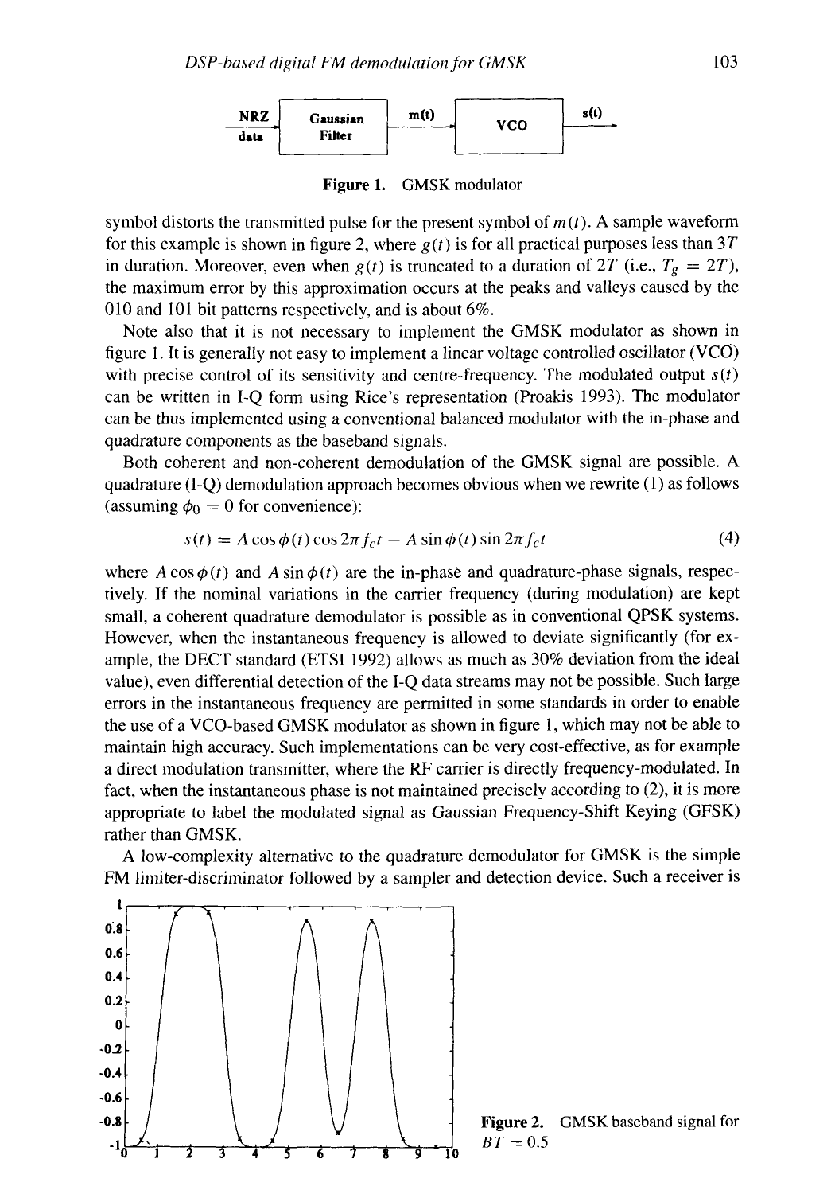Figure 1. GMSK modulator

symbol distorts the transmitted pulse for the present symbol of $m(t)$. A sample waveform for this example is shown in figure 2, where $g(t)$ is for all practical purposes less than $3T$ in duration. Moreover, even when $g(t)$ is truncated to a duration of $2T$ (i.e., $T_g = 2T$), the maximum error by this approximation occurs at the peaks and valleys caused by the 010 and 101 bit patterns respectively, and is about 6%.

Note also that it is not necessary to implement the GMSK modulator as shown in figure 1. It is generally not easy to implement a linear voltage controlled oscillator (VCO) with precise control of its sensitivity and centre-frequency. The modulated output $s(t)$ can be written in I-Q form using Rice's representation (Proakis 1993). The modulator can be thus implemented using a conventional balanced modulator with the in-phase and quadrature components as the baseband signals.

Both coherent and non-coherent demodulation of the GMSK signal are possible. A quadrature (I-Q) demodulation approach becomes obvious when we rewrite (1) as follows (assuming $\phi_0 = 0$ for convenience):

$$s(t) = A\cos\phi(t)\cos 2\pi f_c t - A\sin\phi(t)\sin 2\pi f_c t \tag{4}$$

where $A\cos\phi(t)$ and $A\sin\phi(t)$ are the in-phase and quadrature-phase signals, respectively. If the nominal variations in the carrier frequency (during modulation) are kept small, a coherent quadrature demodulator is possible as in conventional QPSK systems. However, when the instantaneous frequency is allowed to deviate significantly (for example, the DECT standard (ETSI 1992) allows as much as 30% deviation from the ideal value), even differential detection of the I-Q data streams may not be possible. Such large errors in the instantaneous frequency are permitted in some standards in order to enable the use of a VCO-based GMSK modulator as shown in figure 1, which may not be able to maintain high accuracy. Such implementations can be very cost-effective, as for example a direct modulation transmitter, where the RF carrier is directly frequency-modulated. In fact, when the instantaneous phase is not maintained precisely according to (2), it is more appropriate to label the modulated signal as Gaussian Frequency-Shift Keying (GFSK) rather than GMSK.

A low-complexity alternative to the quadrature demodulator for GMSK is the simple FM limiter-discriminator followed by a sampler and detection device. Such a receiver is

Figure 2. GMSK baseband signal for $BT = 0.5$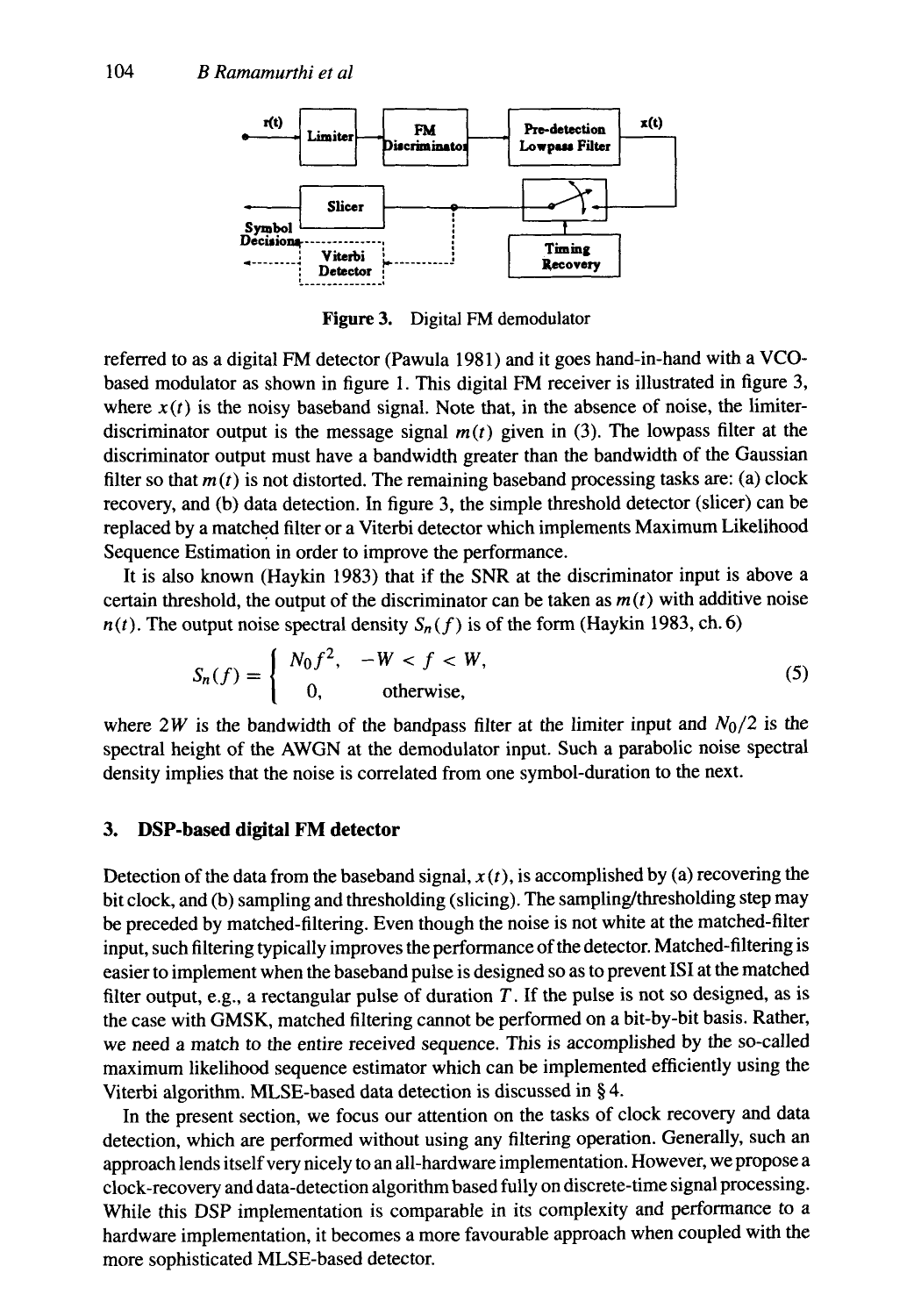**Figure 3.** Digital FM demodulator

referred to as a digital FM detector (Pawula 1981) and it goes hand-in-hand with a VCO-based modulator as shown in figure 1. This digital FM receiver is illustrated in figure 3, where $x(t)$ is the noisy baseband signal. Note that, in the absence of noise, the limiter-discriminator output is the message signal $m(t)$ given in (3). The lowpass filter at the discriminator output must have a bandwidth greater than the bandwidth of the Gaussian filter so that $m(t)$ is not distorted. The remaining baseband processing tasks are: (a) clock recovery, and (b) data detection. In figure 3, the simple threshold detector (slicer) can be replaced by a matched filter or a Viterbi detector which implements Maximum Likelihood Sequence Estimation in order to improve the performance.

It is also known (Haykin 1983) that if the SNR at the discriminator input is above a certain threshold, the output of the discriminator can be taken as $m(t)$ with additive noise $n(t)$. The output noise spectral density $S_n(f)$ is of the form (Haykin 1983, ch. 6)

$$S_n(f) = \begin{cases} N_0 f^2, & -W < f < W, \\ 0, & \text{otherwise,} \end{cases} \tag{5}$$

where $2W$ is the bandwidth of the bandpass filter at the limiter input and $N_0/2$ is the spectral height of the AWGN at the demodulator input. Such a parabolic noise spectral density implies that the noise is correlated from one symbol-duration to the next.

## 3. DSP-based digital FM detector

Detection of the data from the baseband signal, $x(t)$, is accomplished by (a) recovering the bit clock, and (b) sampling and thresholding (slicing). The sampling/thresholding step may be preceded by matched-filtering. Even though the noise is not white at the matched-filter input, such filtering typically improves the performance of the detector. Matched-filtering is easier to implement when the baseband pulse is designed so as to prevent ISI at the matched filter output, e.g., a rectangular pulse of duration $T$. If the pulse is not so designed, as is the case with GMSK, matched filtering cannot be performed on a bit-by-bit basis. Rather, we need a match to the entire received sequence. This is accomplished by the so-called maximum likelihood sequence estimator which can be implemented efficiently using the Viterbi algorithm. MLSE-based data detection is discussed in § 4.

In the present section, we focus our attention on the tasks of clock recovery and data detection, which are performed without using any filtering operation. Generally, such an approach lends itself very nicely to an all-hardware implementation. However, we propose a clock-recovery and data-detection algorithm based fully on discrete-time signal processing. While this DSP implementation is comparable in its complexity and performance to a hardware implementation, it becomes a more favourable approach when coupled with the more sophisticated MLSE-based detector.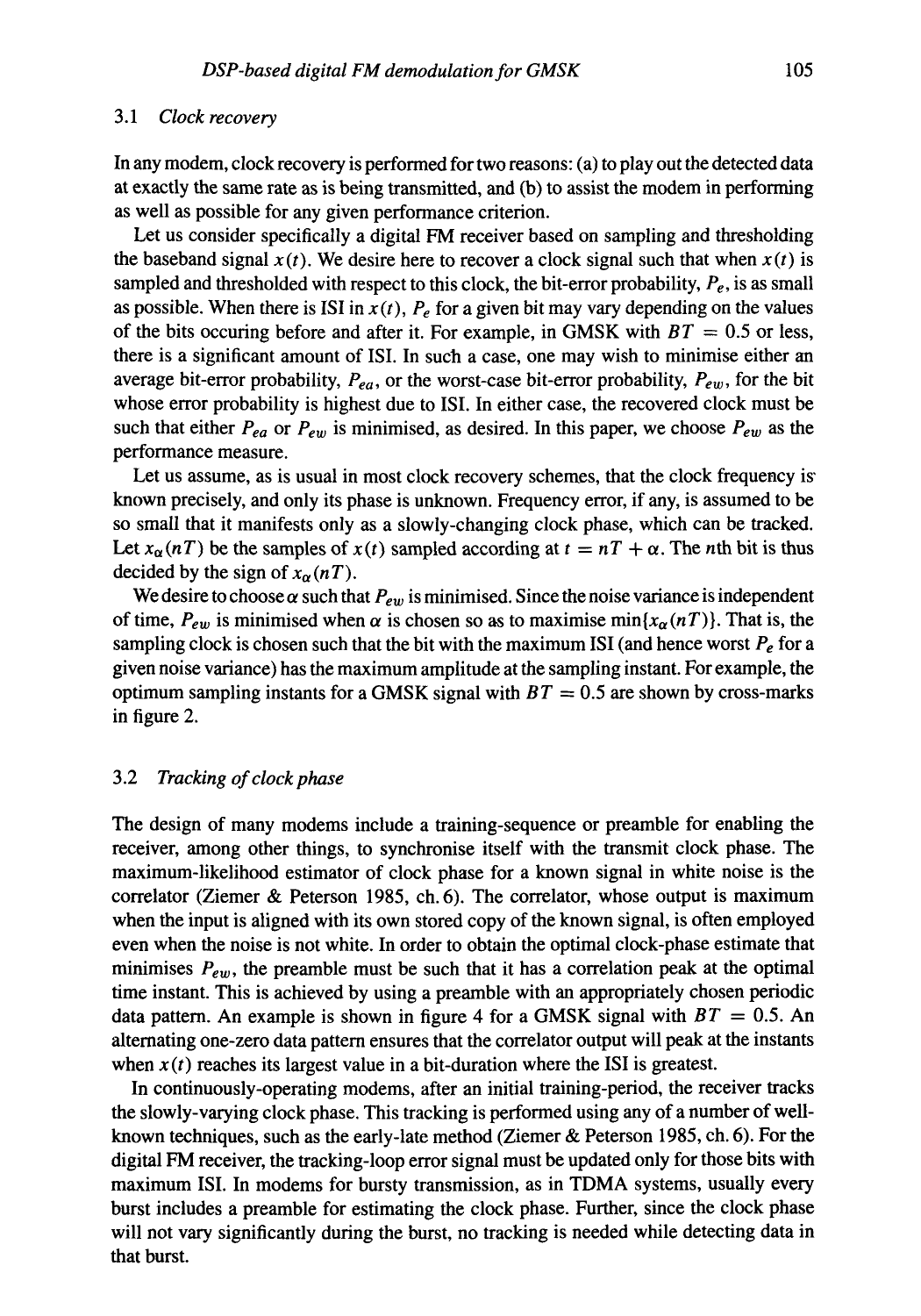### 3.1 *Clock recovery*

In any modem, clock recovery is performed for two reasons: (a) to play out the detected data at exactly the same rate as is being transmitted, and (b) to assist the modem in performing as well as possible for any given performance criterion.

Let us consider specifically a digital FM receiver based on sampling and thresholding the baseband signal $x(t)$. We desire here to recover a clock signal such that when $x(t)$ is sampled and thresholded with respect to this clock, the bit-error probability, $P_e$, is as small as possible. When there is ISI in $x(t)$, $P_e$ for a given bit may vary depending on the values of the bits occuring before and after it. For example, in GMSK with $BT = 0.5$ or less, there is a significant amount of ISI. In such a case, one may wish to minimise either an average bit-error probability, $P_{ea}$, or the worst-case bit-error probability, $P_{ew}$, for the bit whose error probability is highest due to ISI. In either case, the recovered clock must be such that either $P_{ea}$ or $P_{ew}$ is minimised, as desired. In this paper, we choose $P_{ew}$ as the performance measure.

Let us assume, as is usual in most clock recovery schemes, that the clock frequency is known precisely, and only its phase is unknown. Frequency error, if any, is assumed to be so small that it manifests only as a slowly-changing clock phase, which can be tracked. Let $x_\alpha(nT)$ be the samples of $x(t)$ sampled according at $t = nT + \alpha$. The $n$th bit is thus decided by the sign of $x_\alpha(nT)$.

We desire to choose $\alpha$ such that $P_{ew}$ is minimised. Since the noise variance is independent of time, $P_{ew}$ is minimised when $\alpha$ is chosen so as to maximise $\min\{x_\alpha(nT)\}$. That is, the sampling clock is chosen such that the bit with the maximum ISI (and hence worst $P_e$ for a given noise variance) has the maximum amplitude at the sampling instant. For example, the optimum sampling instants for a GMSK signal with $BT = 0.5$ are shown by cross-marks in figure 2.

### 3.2 *Tracking of clock phase*

The design of many modems include a training-sequence or preamble for enabling the receiver, among other things, to synchronise itself with the transmit clock phase. The maximum-likelihood estimator of clock phase for a known signal in white noise is the correlator (Ziemer & Peterson 1985, ch. 6). The correlator, whose output is maximum when the input is aligned with its own stored copy of the known signal, is often employed even when the noise is not white. In order to obtain the optimal clock-phase estimate that minimises $P_{ew}$, the preamble must be such that it has a correlation peak at the optimal time instant. This is achieved by using a preamble with an appropriately chosen periodic data pattern. An example is shown in figure 4 for a GMSK signal with $BT = 0.5$. An alternating one-zero data pattern ensures that the correlator output will peak at the instants when $x(t)$ reaches its largest value in a bit-duration where the ISI is greatest.

In continuously-operating modems, after an initial training-period, the receiver tracks the slowly-varying clock phase. This tracking is performed using any of a number of well-known techniques, such as the early-late method (Ziemer & Peterson 1985, ch. 6). For the digital FM receiver, the tracking-loop error signal must be updated only for those bits with maximum ISI. In modems for bursty transmission, as in TDMA systems, usually every burst includes a preamble for estimating the clock phase. Further, since the clock phase will not vary significantly during the burst, no tracking is needed while detecting data in that burst.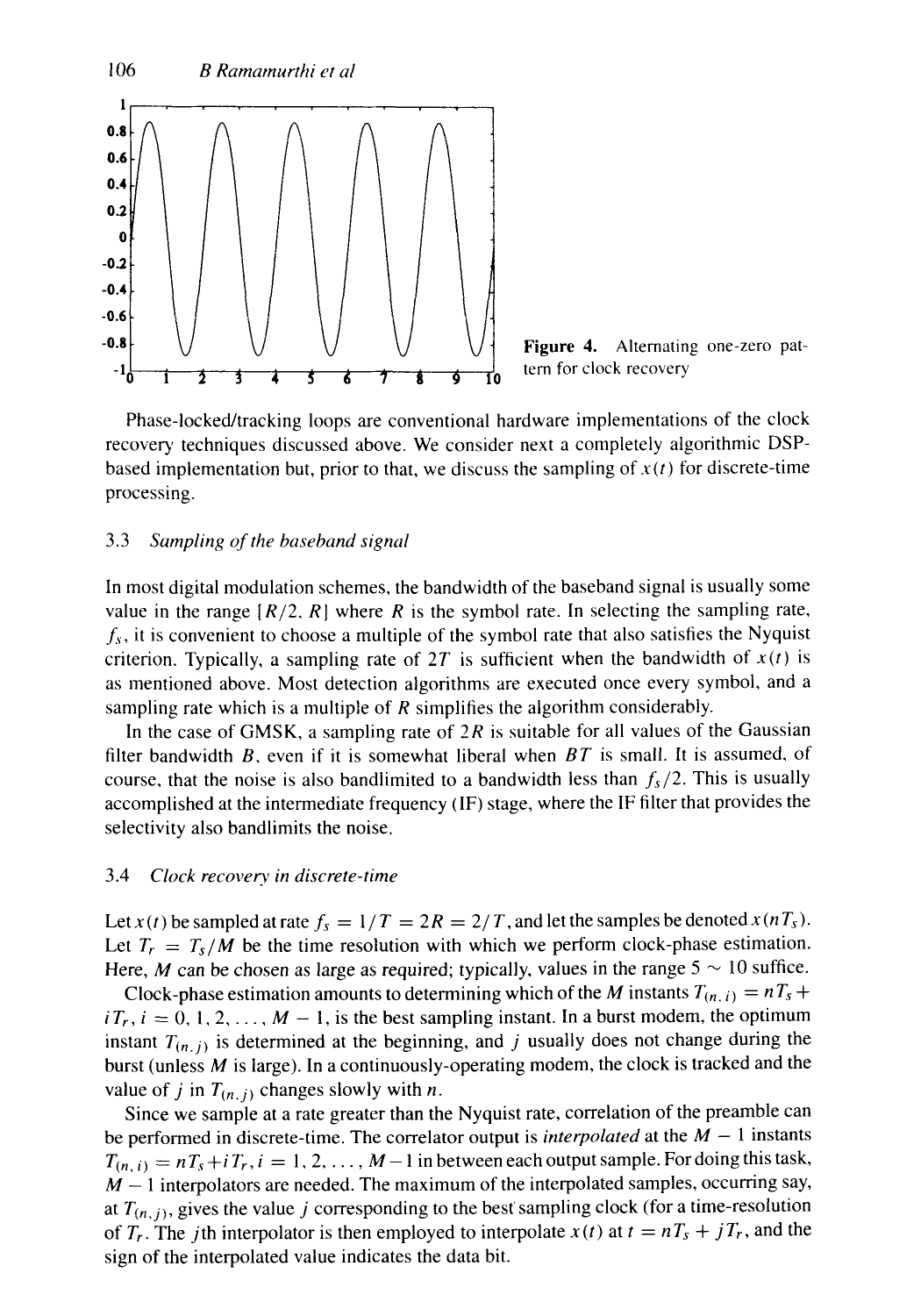Figure 4. Alternating one-zero pattern for clock recovery

Phase-locked/tracking loops are conventional hardware implementations of the clock recovery techniques discussed above. We consider next a completely algorithmic DSP-based implementation but, prior to that, we discuss the sampling of $x(t)$ for discrete-time processing.

### 3.3 *Sampling of the baseband signal*

In most digital modulation schemes, the bandwidth of the baseband signal is usually some value in the range $[R/2, R]$ where $R$ is the symbol rate. In selecting the sampling rate, $f_s$, it is convenient to choose a multiple of the symbol rate that also satisfies the Nyquist criterion. Typically, a sampling rate of $2T$ is sufficient when the bandwidth of $x(t)$ is as mentioned above. Most detection algorithms are executed once every symbol, and a sampling rate which is a multiple of $R$ simplifies the algorithm considerably.

In the case of GMSK, a sampling rate of $2R$ is suitable for all values of the Gaussian filter bandwidth $B$, even if it is somewhat liberal when $BT$ is small. It is assumed, of course, that the noise is also bandlimited to a bandwidth less than $f_s/2$. This is usually accomplished at the intermediate frequency (IF) stage, where the IF filter that provides the selectivity also bandlimits the noise.

### 3.4 *Clock recovery in discrete-time*

Let $x(t)$ be sampled at rate $f_s = 1/T = 2R = 2/T$, and let the samples be denoted $x(nT_s)$. Let $T_r = T_s/M$ be the time resolution with which we perform clock-phase estimation. Here, $M$ can be chosen as large as required; typically, values in the range $5 \sim 10$ suffice.

Clock-phase estimation amounts to determining which of the $M$ instants $T_{(n,i)} = nT_s + iT_r$, $i = 0, 1, 2, \ldots, M-1$, is the best sampling instant. In a burst modem, the optimum instant $T_{(n,j)}$ is determined at the beginning, and $j$ usually does not change during the burst (unless $M$ is large). In a continuously-operating modem, the clock is tracked and the value of $j$ in $T_{(n,j)}$ changes slowly with $n$.

Since we sample at a rate greater than the Nyquist rate, correlation of the preamble can be performed in discrete-time. The correlator output is *interpolated* at the $M-1$ instants $T_{(n,i)} = nT_s + iT_r$, $i = 1, 2, \ldots, M-1$ in between each output sample. For doing this task, $M-1$ interpolators are needed. The maximum of the interpolated samples, occurring say, at $T_{(n,j)}$, gives the value $j$ corresponding to the best sampling clock (for a time-resolution of $T_r$. The $j$th interpolator is then employed to interpolate $x(t)$ at $t = nT_s + jT_r$, and the sign of the interpolated value indicates the data bit.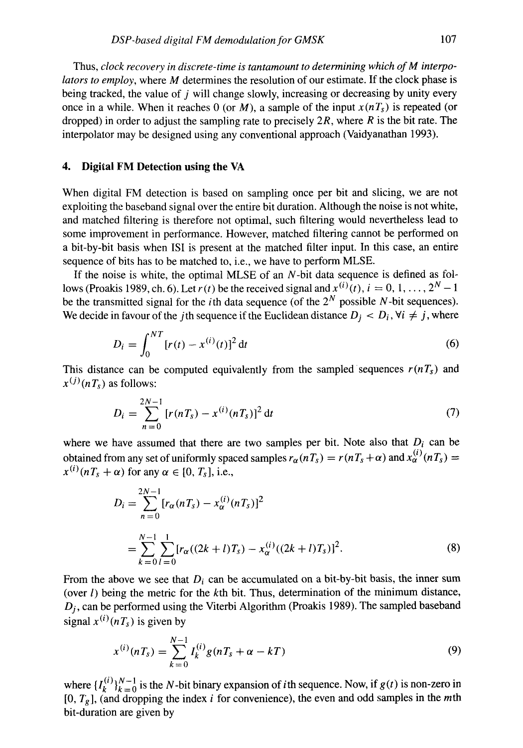Thus, *clock recovery in discrete-time is tantamount to determining which of M interpolators to employ*, where $M$ determines the resolution of our estimate. If the clock phase is being tracked, the value of $j$ will change slowly, increasing or decreasing by unity every once in a while. When it reaches 0 (or $M$), a sample of the input $x(nT_s)$ is repeated (or dropped) in order to adjust the sampling rate to precisely $2R$, where $R$ is the bit rate. The interpolator may be designed using any conventional approach (Vaidyanathan 1993).

## 4. Digital FM Detection using the VA

When digital FM detection is based on sampling once per bit and slicing, we are not exploiting the baseband signal over the entire bit duration. Although the noise is not white, and matched filtering is therefore not optimal, such filtering would nevertheless lead to some improvement in performance. However, matched filtering cannot be performed on a bit-by-bit basis when ISI is present at the matched filter input. In this case, an entire sequence of bits has to be matched to, i.e., we have to perform MLSE.

If the noise is white, the optimal MLSE of an $N$-bit data sequence is defined as follows (Proakis 1989, ch. 6). Let $r(t)$ be the received signal and $x^{(i)}(t)$, $i = 0, 1, \ldots, 2^N - 1$ be the transmitted signal for the $i$th data sequence (of the $2^N$ possible $N$-bit sequences). We decide in favour of the $j$th sequence if the Euclidean distance $D_j < D_i, \forall i \neq j$, where

$$D_i = \int_0^{NT} [r(t) - x^{(i)}(t)]^2 \, \mathrm{d}t \tag{6}$$

This distance can be computed equivalently from the sampled sequences $r(nT_s)$ and $x^{(j)}(nT_s)$ as follows:

$$D_i = \sum_{n=0}^{2N-1} [r(nT_s) - x^{(i)}(nT_s)]^2 \, \mathrm{d}t \tag{7}$$

where we have assumed that there are two samples per bit. Note also that $D_i$ can be obtained from any set of uniformly spaced samples $r_\alpha(nT_s) = r(nT_s + \alpha)$ and $x_\alpha^{(i)}(nT_s) = x^{(i)}(nT_s + \alpha)$ for any $\alpha \in [0, T_s]$, i.e.,

$$\begin{aligned} D_i &= \sum_{n=0}^{2N-1} [r_\alpha(nT_s) - x_\alpha^{(i)}(nT_s)]^2 \\ &= \sum_{k=0}^{N-1} \sum_{l=0}^{1} [r_\alpha((2k+l)T_s) - x_\alpha^{(i)}((2k+l)T_s)]^2. \end{aligned} \tag{8}$$

From the above we see that $D_i$ can be accumulated on a bit-by-bit basis, the inner sum (over $l$) being the metric for the $k$th bit. Thus, determination of the minimum distance, $D_j$, can be performed using the Viterbi Algorithm (Proakis 1989). The sampled baseband signal $x^{(i)}(nT_s)$ is given by

$$x^{(i)}(nT_s) = \sum_{k=0}^{N-1} I_k^{(i)} g(nT_s + \alpha - kT) \tag{9}$$

where $\{I_k^{(i)}\}_{k=0}^{N-1}$ is the $N$-bit binary expansion of $i$th sequence. Now, if $g(t)$ is non-zero in $[0, T_g]$, (and dropping the index $i$ for convenience), the even and odd samples in the $m$th bit-duration are given by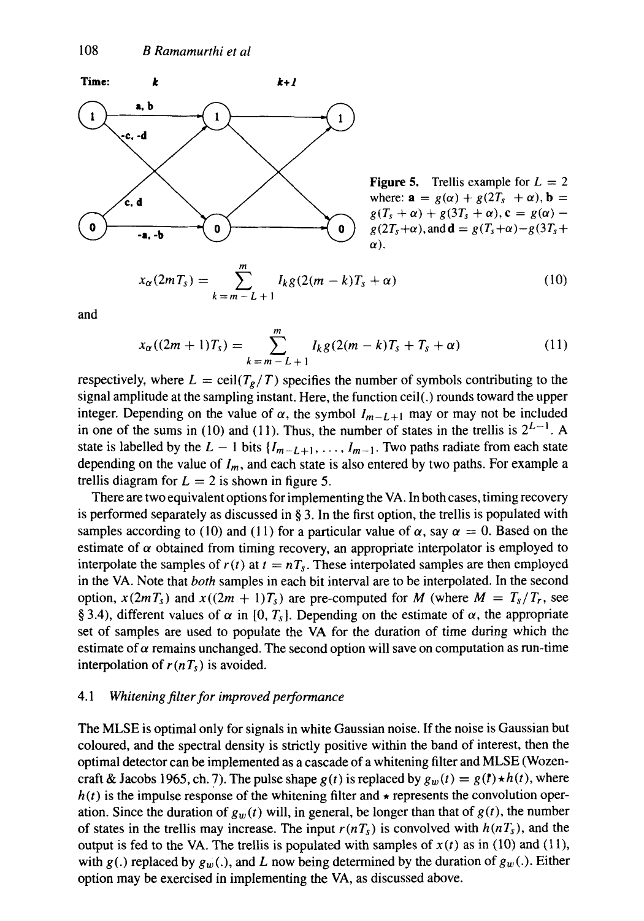Figure 5. Trellis example for $L = 2$ where: $\mathbf{a} = g(\alpha) + g(2T_s + \alpha)$, $\mathbf{b} = g(T_s + \alpha) + g(3T_s + \alpha)$, $\mathbf{c} = g(\alpha) - g(2T_s + \alpha)$, and $\mathbf{d} = g(T_s + \alpha) - g(3T_s + \alpha)$.

$$x_\alpha(2mT_s) = \sum_{k=m-L+1}^{m} I_k g(2(m-k)T_s + \alpha) \tag{10}$$

and

$$x_\alpha((2m+1)T_s) = \sum_{k=m-L+1}^{m} I_k g(2(m-k)T_s + T_s + \alpha) \tag{11}$$

respectively, where $L = \text{ceil}(T_g/T)$ specifies the number of symbols contributing to the signal amplitude at the sampling instant. Here, the function ceil(.) rounds toward the upper integer. Depending on the value of $\alpha$, the symbol $I_{m-L+1}$ may or may not be included in one of the sums in (10) and (11). Thus, the number of states in the trellis is $2^{L-1}$. A state is labelled by the $L - 1$ bits $\{I_{m-L+1}, \ldots, I_{m-1}$. Two paths radiate from each state depending on the value of $I_m$, and each state is also entered by two paths. For example a trellis diagram for $L = 2$ is shown in figure 5.

There are two equivalent options for implementing the VA. In both cases, timing recovery is performed separately as discussed in § 3. In the first option, the trellis is populated with samples according to (10) and (11) for a particular value of $\alpha$, say $\alpha = 0$. Based on the estimate of $\alpha$ obtained from timing recovery, an appropriate interpolator is employed to interpolate the samples of $r(t)$ at $t = nT_s$. These interpolated samples are then employed in the VA. Note that *both* samples in each bit interval are to be interpolated. In the second option, $x(2mT_s)$ and $x((2m+1)T_s)$ are pre-computed for $M$ (where $M = T_s/T_r$, see § 3.4), different values of $\alpha$ in $[0, T_s]$. Depending on the estimate of $\alpha$, the appropriate set of samples are used to populate the VA for the duration of time during which the estimate of $\alpha$ remains unchanged. The second option will save on computation as run-time interpolation of $r(nT_s)$ is avoided.

### 4.1 *Whitening filter for improved performance*

The MLSE is optimal only for signals in white Gaussian noise. If the noise is Gaussian but coloured, and the spectral density is strictly positive within the band of interest, then the optimal detector can be implemented as a cascade of a whitening filter and MLSE (Wozencraft & Jacobs 1965, ch. 7). The pulse shape $g(t)$ is replaced by $g_w(t) = g(t) \star h(t)$, where $h(t)$ is the impulse response of the whitening filter and $\star$ represents the convolution operation. Since the duration of $g_w(t)$ will, in general, be longer than that of $g(t)$, the number of states in the trellis may increase. The input $r(nT_s)$ is convolved with $h(nT_s)$, and the output is fed to the VA. The trellis is populated with samples of $x(t)$ as in (10) and (11), with $g(.)$ replaced by $g_w(.)$, and $L$ now being determined by the duration of $g_w(.)$. Either option may be exercised in implementing the VA, as discussed above.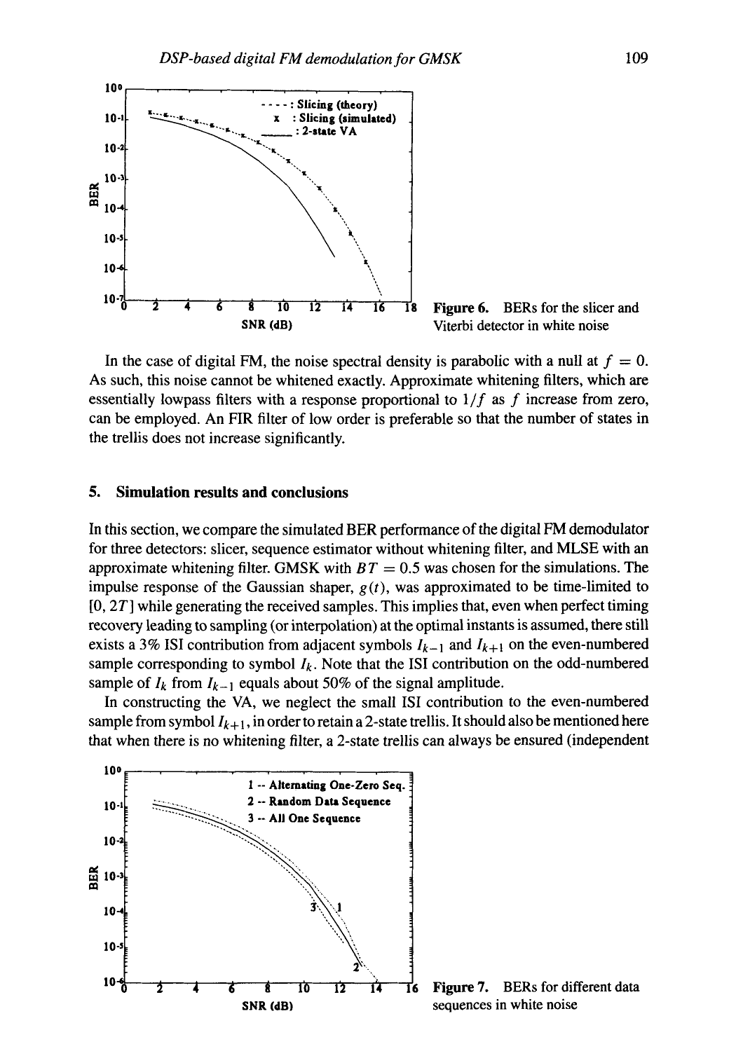Figure 6. BERs for the slicer and Viterbi detector in white noise

In the case of digital FM, the noise spectral density is parabolic with a null at $f = 0$. As such, this noise cannot be whitened exactly. Approximate whitening filters, which are essentially lowpass filters with a response proportional to $1/f$ as $f$ increase from zero, can be employed. An FIR filter of low order is preferable so that the number of states in the trellis does not increase significantly.

## 5. Simulation results and conclusions

In this section, we compare the simulated BER performance of the digital FM demodulator for three detectors: slicer, sequence estimator without whitening filter, and MLSE with an approximate whitening filter. GMSK with $BT = 0.5$ was chosen for the simulations. The impulse response of the Gaussian shaper, $g(t)$, was approximated to be time-limited to $[0, 2T]$ while generating the received samples. This implies that, even when perfect timing recovery leading to sampling (or interpolation) at the optimal instants is assumed, there still exists a 3% ISI contribution from adjacent symbols $I_{k-1}$ and $I_{k+1}$ on the even-numbered sample corresponding to symbol $I_k$. Note that the ISI contribution on the odd-numbered sample of $I_k$ from $I_{k-1}$ equals about 50% of the signal amplitude.

In constructing the VA, we neglect the small ISI contribution to the even-numbered sample from symbol $I_{k+1}$, in order to retain a 2-state trellis. It should also be mentioned here that when there is no whitening filter, a 2-state trellis can always be ensured (independent

Figure 7. BERs for different data sequences in white noise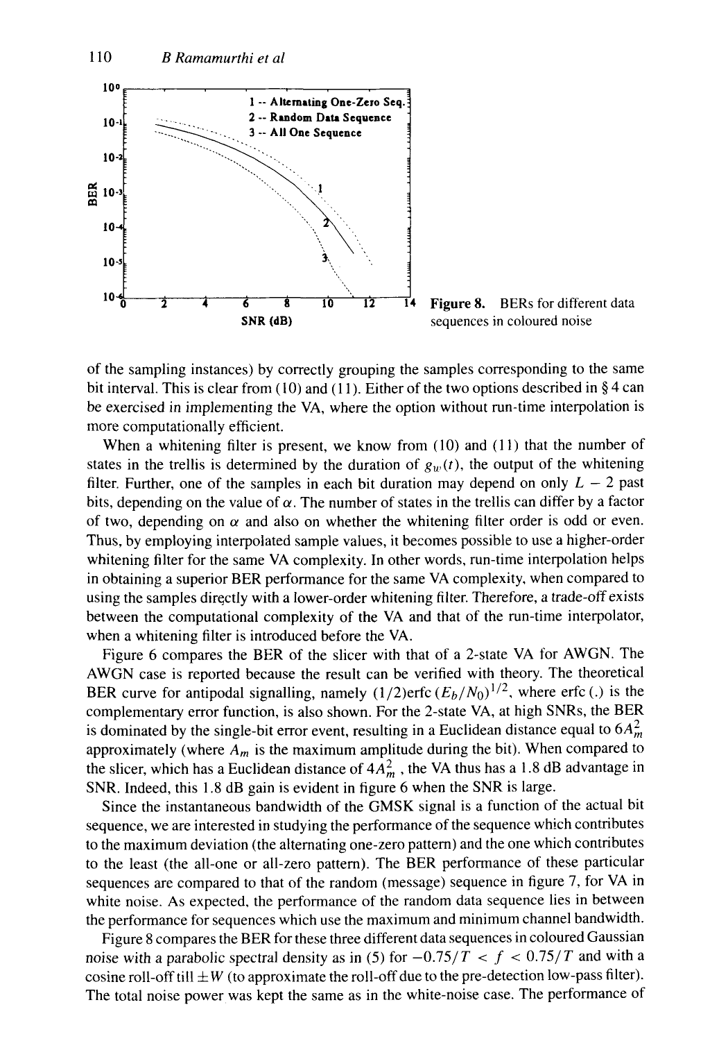Figure 8. BERs for different data sequences in coloured noise

of the sampling instances) by correctly grouping the samples corresponding to the same bit interval. This is clear from (10) and (11). Either of the two options described in § 4 can be exercised in implementing the VA, where the option without run-time interpolation is more computationally efficient.

When a whitening filter is present, we know from (10) and (11) that the number of states in the trellis is determined by the duration of $g_w(t)$, the output of the whitening filter. Further, one of the samples in each bit duration may depend on only $L - 2$ past bits, depending on the value of $\alpha$. The number of states in the trellis can differ by a factor of two, depending on $\alpha$ and also on whether the whitening filter order is odd or even. Thus, by employing interpolated sample values, it becomes possible to use a higher-order whitening filter for the same VA complexity. In other words, run-time interpolation helps in obtaining a superior BER performance for the same VA complexity, when compared to using the samples directly with a lower-order whitening filter. Therefore, a trade-off exists between the computational complexity of the VA and that of the run-time interpolator, when a whitening filter is introduced before the VA.

Figure 6 compares the BER of the slicer with that of a 2-state VA for AWGN. The AWGN case is reported because the result can be verified with theory. The theoretical BER curve for antipodal signalling, namely $(1/2)\text{erfc}\,(E_b/N_0)^{1/2}$, where erfc (.) is the complementary error function, is also shown. For the 2-state VA, at high SNRs, the BER is dominated by the single-bit error event, resulting in a Euclidean distance equal to $6A_m^2$ approximately (where $A_m$ is the maximum amplitude during the bit). When compared to the slicer, which has a Euclidean distance of $4A_m^2$, the VA thus has a 1.8 dB advantage in SNR. Indeed, this 1.8 dB gain is evident in figure 6 when the SNR is large.

Since the instantaneous bandwidth of the GMSK signal is a function of the actual bit sequence, we are interested in studying the performance of the sequence which contributes to the maximum deviation (the alternating one-zero pattern) and the one which contributes to the least (the all-one or all-zero pattern). The BER performance of these particular sequences are compared to that of the random (message) sequence in figure 7, for VA in white noise. As expected, the performance of the random data sequence lies in between the performance for sequences which use the maximum and minimum channel bandwidth.

Figure 8 compares the BER for these three different data sequences in coloured Gaussian noise with a parabolic spectral density as in (5) for $-0.75/T < f < 0.75/T$ and with a cosine roll-off till $\pm W$ (to approximate the roll-off due to the pre-detection low-pass filter). The total noise power was kept the same as in the white-noise case. The performance of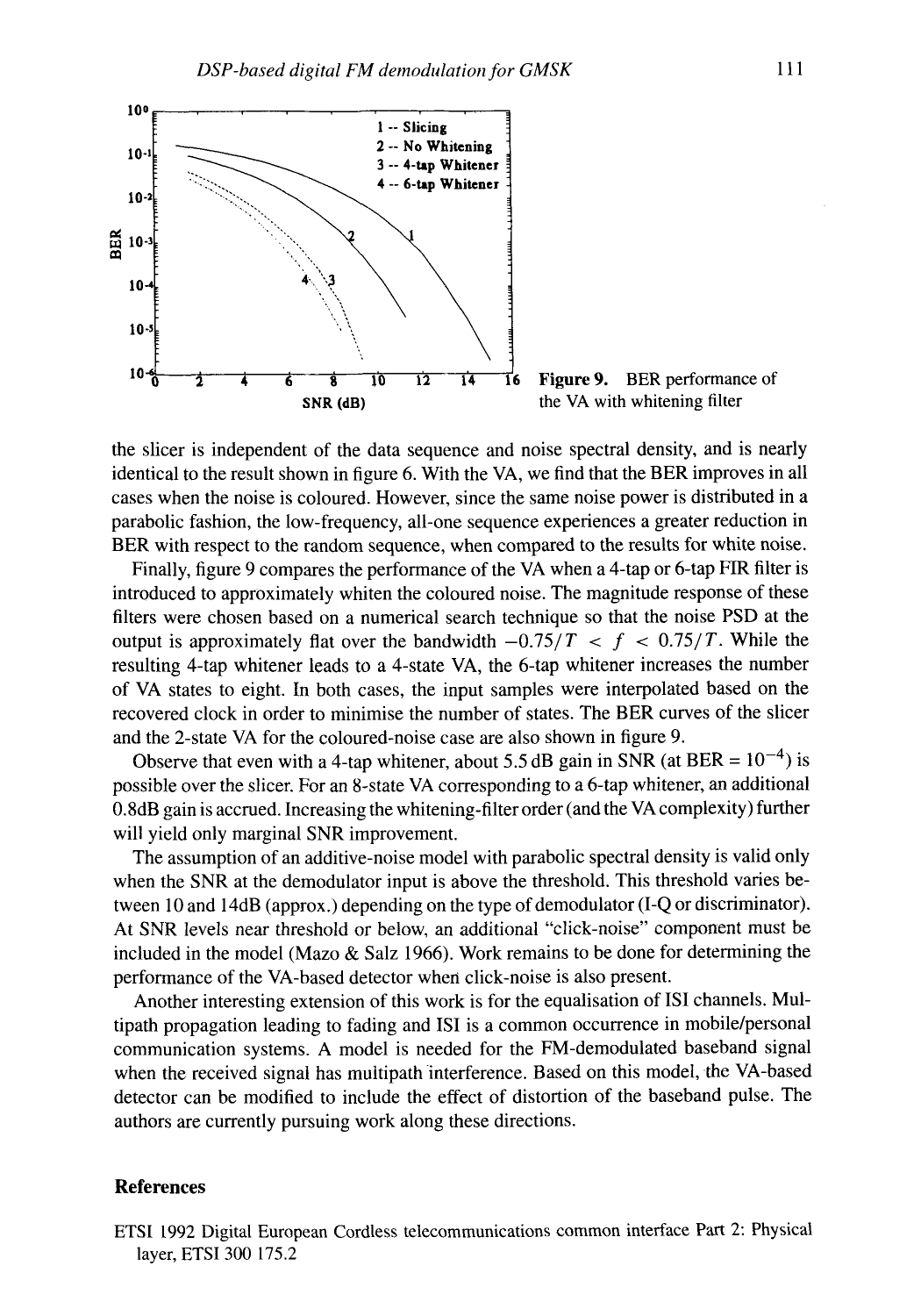Figure 9. BER performance of the VA with whitening filter

the slicer is independent of the data sequence and noise spectral density, and is nearly identical to the result shown in figure 6. With the VA, we find that the BER improves in all cases when the noise is coloured. However, since the same noise power is distributed in a parabolic fashion, the low-frequency, all-one sequence experiences a greater reduction in BER with respect to the random sequence, when compared to the results for white noise.

Finally, figure 9 compares the performance of the VA when a 4-tap or 6-tap FIR filter is introduced to approximately whiten the coloured noise. The magnitude response of these filters were chosen based on a numerical search technique so that the noise PSD at the output is approximately flat over the bandwidth $-0.75/T < f < 0.75/T$. While the resulting 4-tap whitener leads to a 4-state VA, the 6-tap whitener increases the number of VA states to eight. In both cases, the input samples were interpolated based on the recovered clock in order to minimise the number of states. The BER curves of the slicer and the 2-state VA for the coloured-noise case are also shown in figure 9.

Observe that even with a 4-tap whitener, about 5.5 dB gain in SNR (at BER = $10^{-4}$) is possible over the slicer. For an 8-state VA corresponding to a 6-tap whitener, an additional 0.8dB gain is accrued. Increasing the whitening-filter order (and the VA complexity) further will yield only marginal SNR improvement.

The assumption of an additive-noise model with parabolic spectral density is valid only when the SNR at the demodulator input is above the threshold. This threshold varies between 10 and 14dB (approx.) depending on the type of demodulator (I-Q or discriminator). At SNR levels near threshold or below, an additional "click-noise" component must be included in the model (Mazo & Salz 1966). Work remains to be done for determining the performance of the VA-based detector when click-noise is also present.

Another interesting extension of this work is for the equalisation of ISI channels. Multipath propagation leading to fading and ISI is a common occurrence in mobile/personal communication systems. A model is needed for the FM-demodulated baseband signal when the received signal has multipath interference. Based on this model, the VA-based detector can be modified to include the effect of distortion of the baseband pulse. The authors are currently pursuing work along these directions.

## References

ETSI 1992 Digital European Cordless telecommunications common interface Part 2: Physical layer, ETSI 300 175.2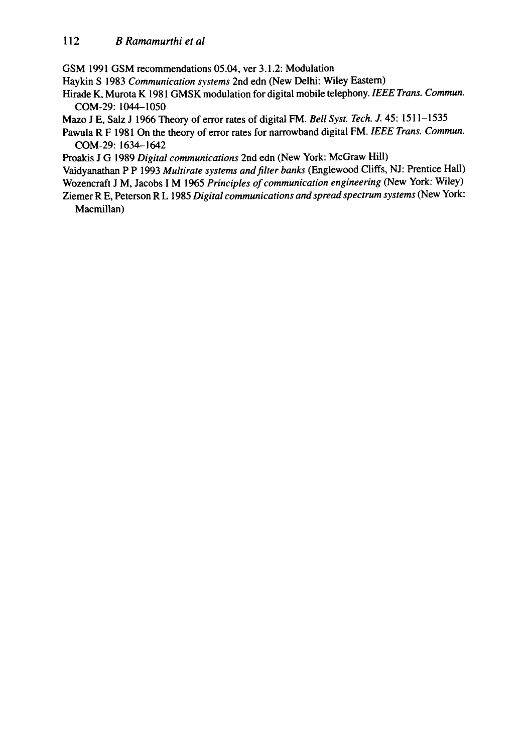GSM 1991 GSM recommendations 05.04, ver 3.1.2: Modulation

Haykin S 1983 *Communication systems* 2nd edn (New Delhi: Wiley Eastern)

Hirade K, Murota K 1981 GMSK modulation for digital mobile telephony. *IEEE Trans. Commun.* COM-29: 1044–1050

Mazo J E, Salz J 1966 Theory of error rates of digital FM. *Bell Syst. Tech. J.* 45: 1511–1535

Pawula R F 1981 On the theory of error rates for narrowband digital FM. *IEEE Trans. Commun.* COM-29: 1634–1642

Proakis J G 1989 *Digital communications* 2nd edn (New York: McGraw Hill)

Vaidyanathan P P 1993 *Multirate systems and filter banks* (Englewood Cliffs, NJ: Prentice Hall)

Wozencraft J M, Jacobs I M 1965 *Principles of communication engineering* (New York: Wiley)

Ziemer R E, Peterson R L 1985 *Digital communications and spread spectrum systems* (New York: Macmillan)